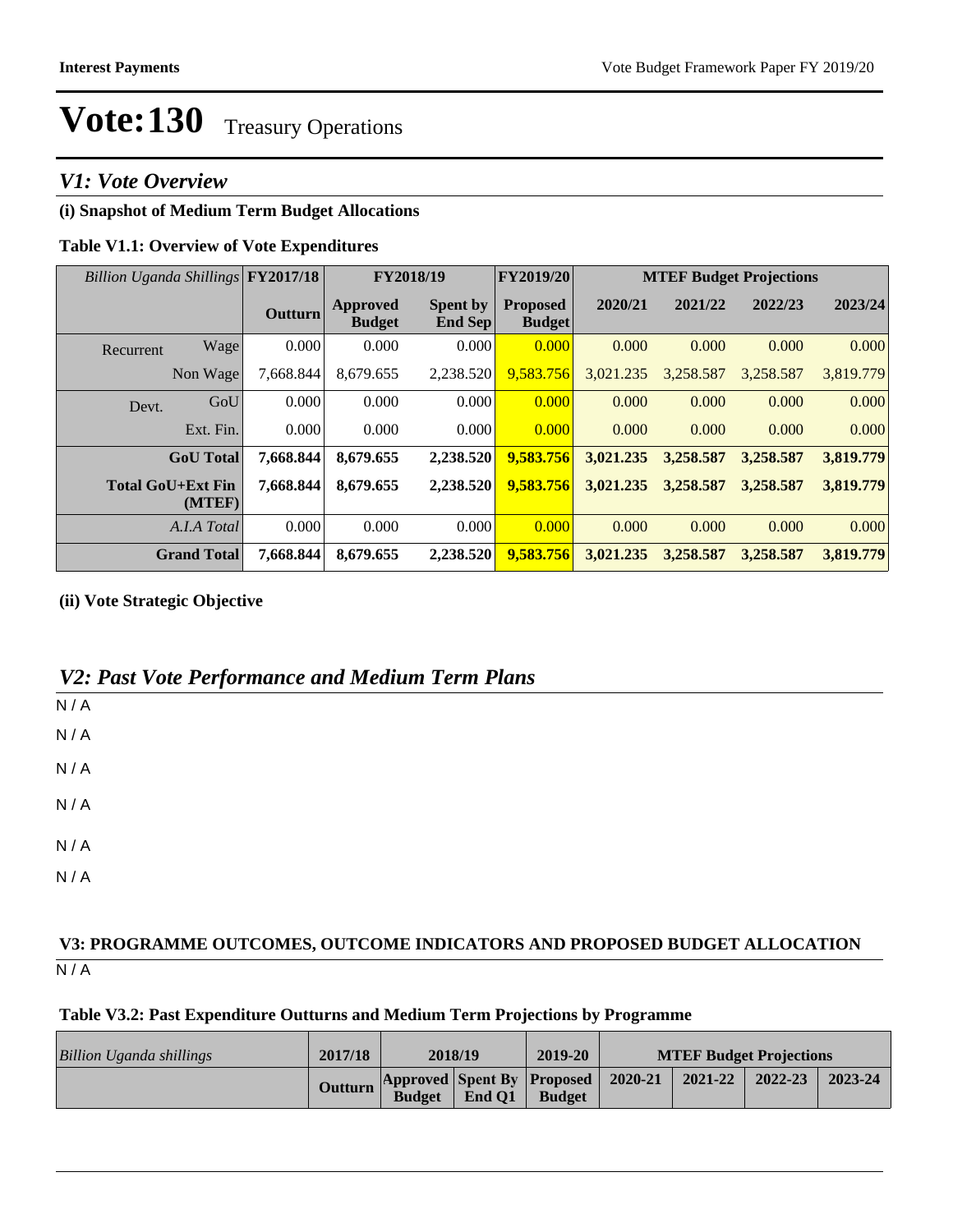# Vote:130 Treasury Operations

## V1: Vote Overview

### (i) Snapshot of Medium Term Budget Allocations

**Table V1.1: Overview of Vote Expenditures**

| *Billion Uganda Shillings* | | FY2017/18 | FY2018/19 | | FY2019/20 | MTEF Budget Projections | | | |
|---|---|---|---|---|---|---|---|---|---|
| | | Outturn | Approved Budget | Spent by End Sep | Proposed Budget | 2020/21 | 2021/22 | 2022/23 | 2023/24 |
| Recurrent | Wage | 0.000 | 0.000 | 0.000 | 0.000 | 0.000 | 0.000 | 0.000 | 0.000 |
| | Non Wage | 7,668.844 | 8,679.655 | 2,238.520 | 9,583.756 | 3,021.235 | 3,258.587 | 3,258.587 | 3,819.779 |
| Devt. | GoU | 0.000 | 0.000 | 0.000 | 0.000 | 0.000 | 0.000 | 0.000 | 0.000 |
| | Ext. Fin. | 0.000 | 0.000 | 0.000 | 0.000 | 0.000 | 0.000 | 0.000 | 0.000 |
| | **GoU Total** | **7,668.844** | **8,679.655** | **2,238.520** | **9,583.756** | **3,021.235** | **3,258.587** | **3,258.587** | **3,819.779** |
| | **Total GoU+Ext Fin (MTEF)** | **7,668.844** | **8,679.655** | **2,238.520** | **9,583.756** | **3,021.235** | **3,258.587** | **3,258.587** | **3,819.779** |
| | *A.I.A Total* | 0.000 | 0.000 | 0.000 | 0.000 | 0.000 | 0.000 | 0.000 | 0.000 |
| | **Grand Total** | **7,668.844** | **8,679.655** | **2,238.520** | **9,583.756** | **3,021.235** | **3,258.587** | **3,258.587** | **3,819.779** |

### (ii) Vote Strategic Objective

## V2: Past Vote Performance and Medium Term Plans

N / A

N / A

N / A

N / A

N / A

N / A

### V3: PROGRAMME OUTCOMES, OUTCOME INDICATORS AND PROPOSED BUDGET ALLOCATION

N / A

**Table V3.2: Past Expenditure Outturns and Medium Term Projections by Programme**

| *Billion Uganda shillings* | 2017/18 | 2018/19 | | 2019-20 | MTEF Budget Projections | | | |
|---|---|---|---|---|---|---|---|---|
| | Outturn | Approved Budget | Spent By End Q1 | Proposed Budget | 2020-21 | 2021-22 | 2022-23 | 2023-24 |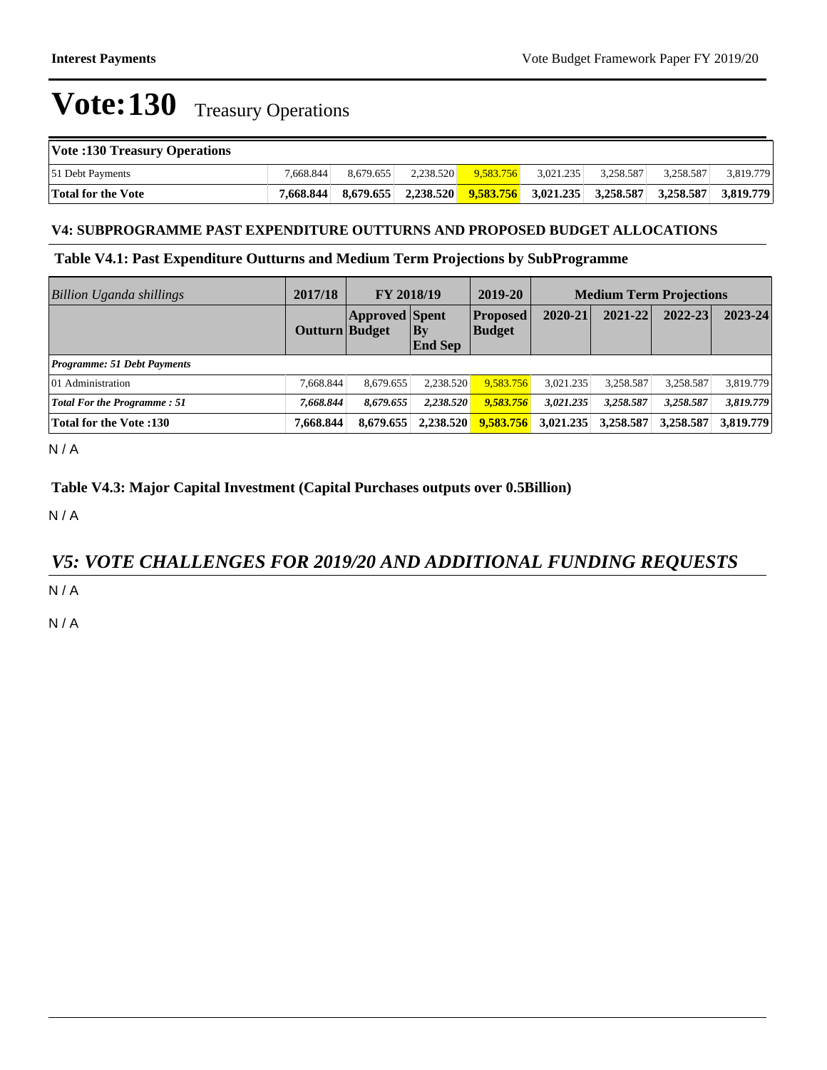# Vote:130 Treasury Operations

| Vote :130 Treasury Operations | | | | | | | | |
|---|---|---|---|---|---|---|---|---|
| 51 Debt Payments | 7,668.844 | 8,679.655 | 2,238.520 | 9,583.756 | 3,021.235 | 3,258.587 | 3,258.587 | 3,819.779 |
| **Total for the Vote** | **7,668.844** | **8,679.655** | **2,238.520** | **9,583.756** | **3,021.235** | **3,258.587** | **3,258.587** | **3,819.779** |

### V4: SUBPROGRAMME PAST EXPENDITURE OUTTURNS AND PROPOSED BUDGET ALLOCATIONS

### Table V4.1: Past Expenditure Outturns and Medium Term Projections by SubProgramme

| *Billion Uganda shillings* | 2017/18 | FY 2018/19 | | 2019-20 | Medium Term Projections | | | |
|---|---|---|---|---|---|---|---|---|
| | Outturn | Approved Budget | Spent By End Sep | Proposed Budget | 2020-21 | 2021-22 | 2022-23 | 2023-24 |
| ***Programme: 51 Debt Payments*** | | | | | | | | |
| 01 Administration | 7,668.844 | 8,679.655 | 2,238.520 | 9,583.756 | 3,021.235 | 3,258.587 | 3,258.587 | 3,819.779 |
| ***Total For the Programme : 51*** | ***7,668.844*** | ***8,679.655*** | ***2,238.520*** | ***9,583.756*** | ***3,021.235*** | ***3,258.587*** | ***3,258.587*** | ***3,819.779*** |
| **Total for the Vote :130** | **7,668.844** | **8,679.655** | **2,238.520** | **9,583.756** | **3,021.235** | **3,258.587** | **3,258.587** | **3,819.779** |

N / A

### Table V4.3: Major Capital Investment (Capital Purchases outputs over 0.5Billion)

N / A

## *V5: VOTE CHALLENGES FOR 2019/20 AND ADDITIONAL FUNDING REQUESTS*

N / A

N / A